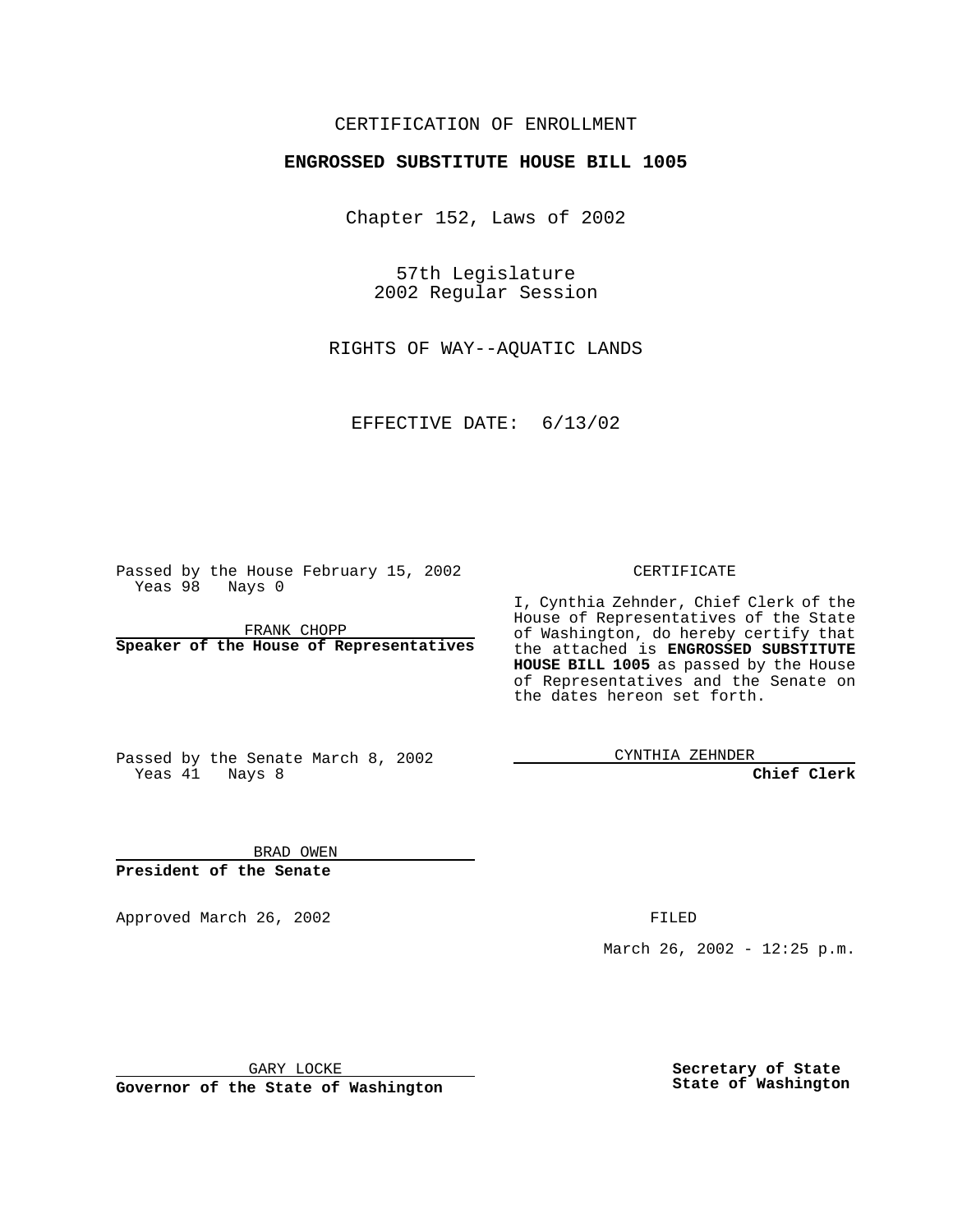CERTIFICATION OF ENROLLMENT

**ENGROSSED SUBSTITUTE HOUSE BILL 1005**

Chapter 152, Laws of 2002

57th Legislature
2002 Regular Session

RIGHTS OF WAY--AQUATIC LANDS

EFFECTIVE DATE: 6/13/02

Passed by the House February 15, 2002
Yeas 98 Nays 0

FRANK CHOPP

**Speaker of the House of Representatives**

Passed by the Senate March 8, 2002
Yeas 41 Nays 8

BRAD OWEN

**President of the Senate**

CERTIFICATE

I, Cynthia Zehnder, Chief Clerk of the House of Representatives of the State of Washington, do hereby certify that the attached is **ENGROSSED SUBSTITUTE HOUSE BILL 1005** as passed by the House of Representatives and the Senate on the dates hereon set forth.

CYNTHIA ZEHNDER

**Chief Clerk**

Approved March 26, 2002

GARY LOCKE

**Governor of the State of Washington**

FILED

March 26, 2002 - 12:25 p.m.

**Secretary of State**
**State of Washington**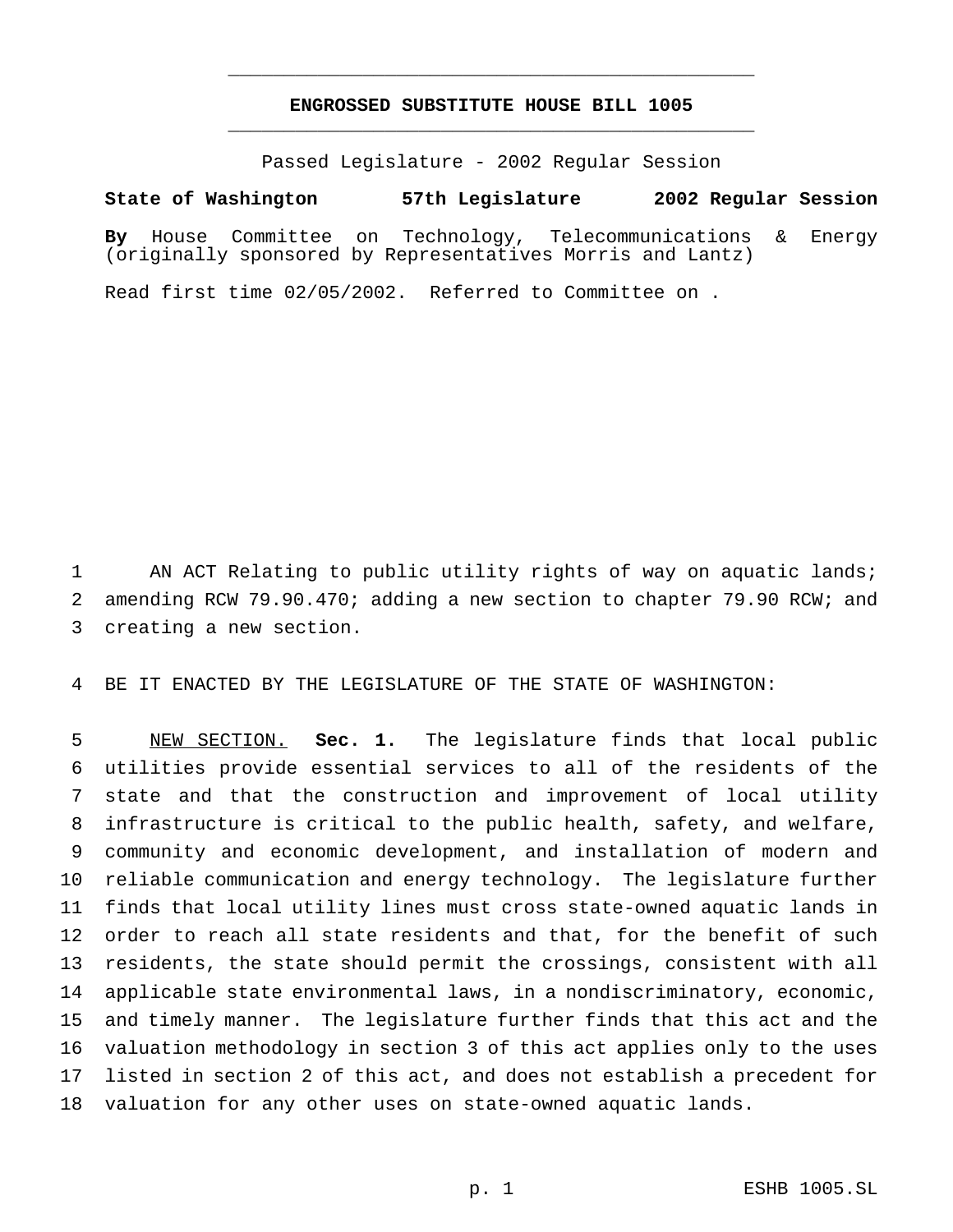**ENGROSSED SUBSTITUTE HOUSE BILL 1005**

Passed Legislature - 2002 Regular Session

**State of Washington 57th Legislature 2002 Regular Session**

**By** House Committee on Technology, Telecommunications & Energy (originally sponsored by Representatives Morris and Lantz)

Read first time 02/05/2002. Referred to Committee on .

AN ACT Relating to public utility rights of way on aquatic lands; amending RCW 79.90.470; adding a new section to chapter 79.90 RCW; and creating a new section.

BE IT ENACTED BY THE LEGISLATURE OF THE STATE OF WASHINGTON:

NEW SECTION. **Sec. 1.** The legislature finds that local public utilities provide essential services to all of the residents of the state and that the construction and improvement of local utility infrastructure is critical to the public health, safety, and welfare, community and economic development, and installation of modern and reliable communication and energy technology. The legislature further finds that local utility lines must cross state-owned aquatic lands in order to reach all state residents and that, for the benefit of such residents, the state should permit the crossings, consistent with all applicable state environmental laws, in a nondiscriminatory, economic, and timely manner. The legislature further finds that this act and the valuation methodology in section 3 of this act applies only to the uses listed in section 2 of this act, and does not establish a precedent for valuation for any other uses on state-owned aquatic lands.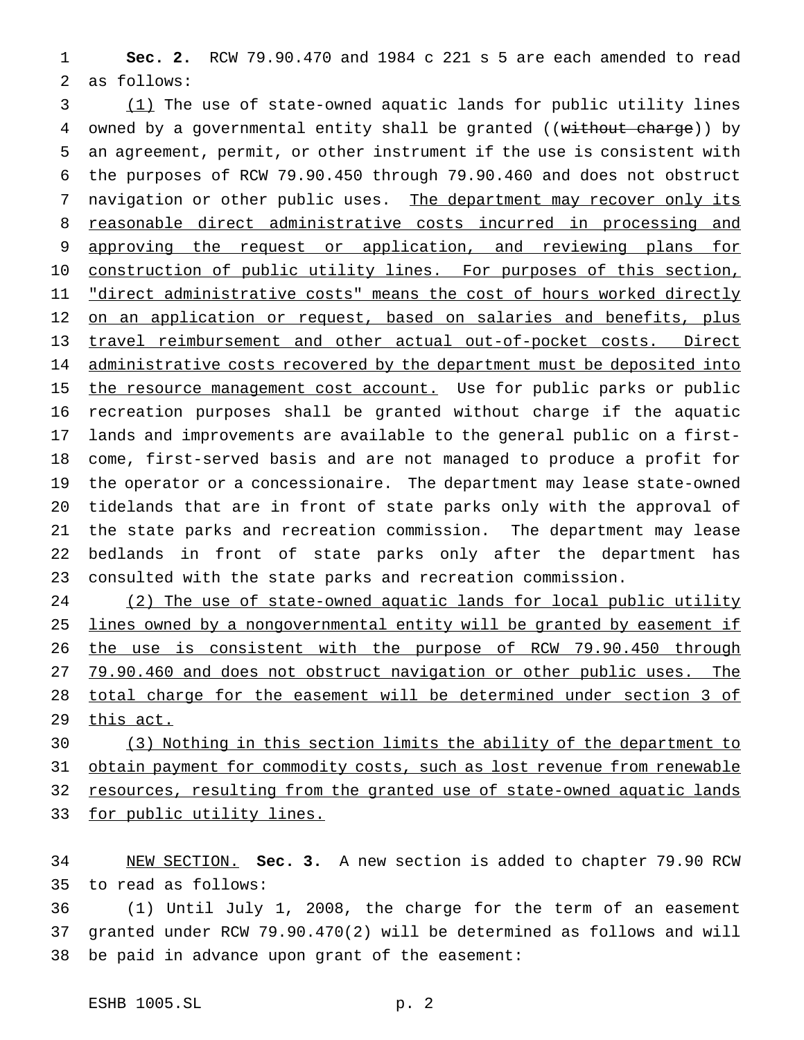**Sec. 2.** RCW 79.90.470 and 1984 c 221 s 5 are each amended to read as follows:

(1) The use of state-owned aquatic lands for public utility lines owned by a governmental entity shall be granted ((~~without charge~~)) by an agreement, permit, or other instrument if the use is consistent with the purposes of RCW 79.90.450 through 79.90.460 and does not obstruct navigation or other public uses. The department may recover only its reasonable direct administrative costs incurred in processing and approving the request or application, and reviewing plans for construction of public utility lines. For purposes of this section, "direct administrative costs" means the cost of hours worked directly on an application or request, based on salaries and benefits, plus travel reimbursement and other actual out-of-pocket costs. Direct administrative costs recovered by the department must be deposited into the resource management cost account. Use for public parks or public recreation purposes shall be granted without charge if the aquatic lands and improvements are available to the general public on a first-come, first-served basis and are not managed to produce a profit for the operator or a concessionaire. The department may lease state-owned tidelands that are in front of state parks only with the approval of the state parks and recreation commission. The department may lease bedlands in front of state parks only after the department has consulted with the state parks and recreation commission.

(2) The use of state-owned aquatic lands for local public utility lines owned by a nongovernmental entity will be granted by easement if the use is consistent with the purpose of RCW 79.90.450 through 79.90.460 and does not obstruct navigation or other public uses. The total charge for the easement will be determined under section 3 of this act.

(3) Nothing in this section limits the ability of the department to obtain payment for commodity costs, such as lost revenue from renewable resources, resulting from the granted use of state-owned aquatic lands for public utility lines.

NEW SECTION. **Sec. 3.** A new section is added to chapter 79.90 RCW to read as follows:

(1) Until July 1, 2008, the charge for the term of an easement granted under RCW 79.90.470(2) will be determined as follows and will be paid in advance upon grant of the easement: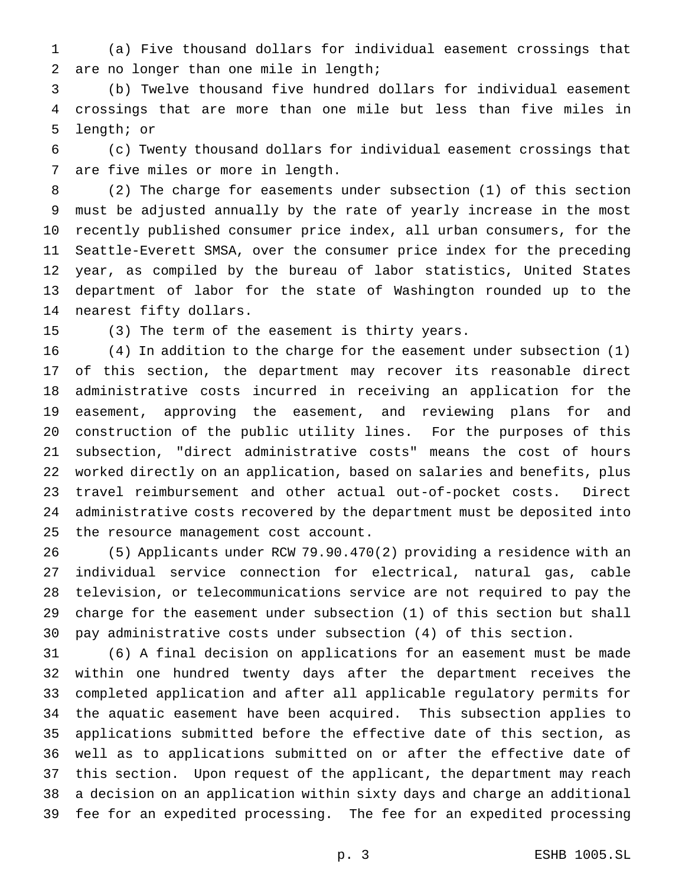(a) Five thousand dollars for individual easement crossings that are no longer than one mile in length;

(b) Twelve thousand five hundred dollars for individual easement crossings that are more than one mile but less than five miles in length; or

(c) Twenty thousand dollars for individual easement crossings that are five miles or more in length.

(2) The charge for easements under subsection (1) of this section must be adjusted annually by the rate of yearly increase in the most recently published consumer price index, all urban consumers, for the Seattle-Everett SMSA, over the consumer price index for the preceding year, as compiled by the bureau of labor statistics, United States department of labor for the state of Washington rounded up to the nearest fifty dollars.

(3) The term of the easement is thirty years.

(4) In addition to the charge for the easement under subsection (1) of this section, the department may recover its reasonable direct administrative costs incurred in receiving an application for the easement, approving the easement, and reviewing plans for and construction of the public utility lines. For the purposes of this subsection, "direct administrative costs" means the cost of hours worked directly on an application, based on salaries and benefits, plus travel reimbursement and other actual out-of-pocket costs. Direct administrative costs recovered by the department must be deposited into the resource management cost account.

(5) Applicants under RCW 79.90.470(2) providing a residence with an individual service connection for electrical, natural gas, cable television, or telecommunications service are not required to pay the charge for the easement under subsection (1) of this section but shall pay administrative costs under subsection (4) of this section.

(6) A final decision on applications for an easement must be made within one hundred twenty days after the department receives the completed application and after all applicable regulatory permits for the aquatic easement have been acquired. This subsection applies to applications submitted before the effective date of this section, as well as to applications submitted on or after the effective date of this section. Upon request of the applicant, the department may reach a decision on an application within sixty days and charge an additional fee for an expedited processing. The fee for an expedited processing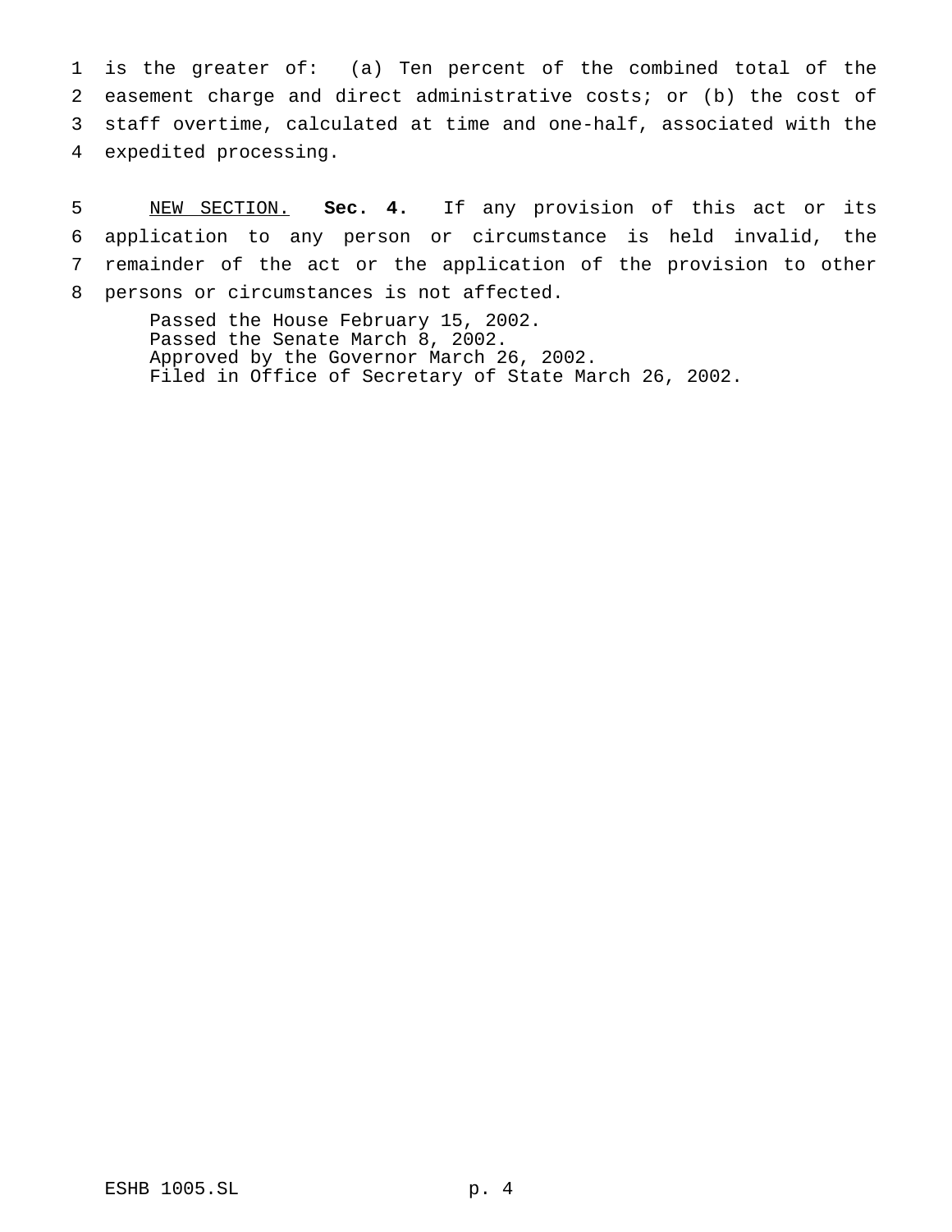is the greater of: (a) Ten percent of the combined total of the easement charge and direct administrative costs; or (b) the cost of staff overtime, calculated at time and one-half, associated with the expedited processing.

NEW SECTION. **Sec. 4.** If any provision of this act or its application to any person or circumstance is held invalid, the remainder of the act or the application of the provision to other persons or circumstances is not affected.

Passed the House February 15, 2002.
Passed the Senate March 8, 2002.
Approved by the Governor March 26, 2002.
Filed in Office of Secretary of State March 26, 2002.